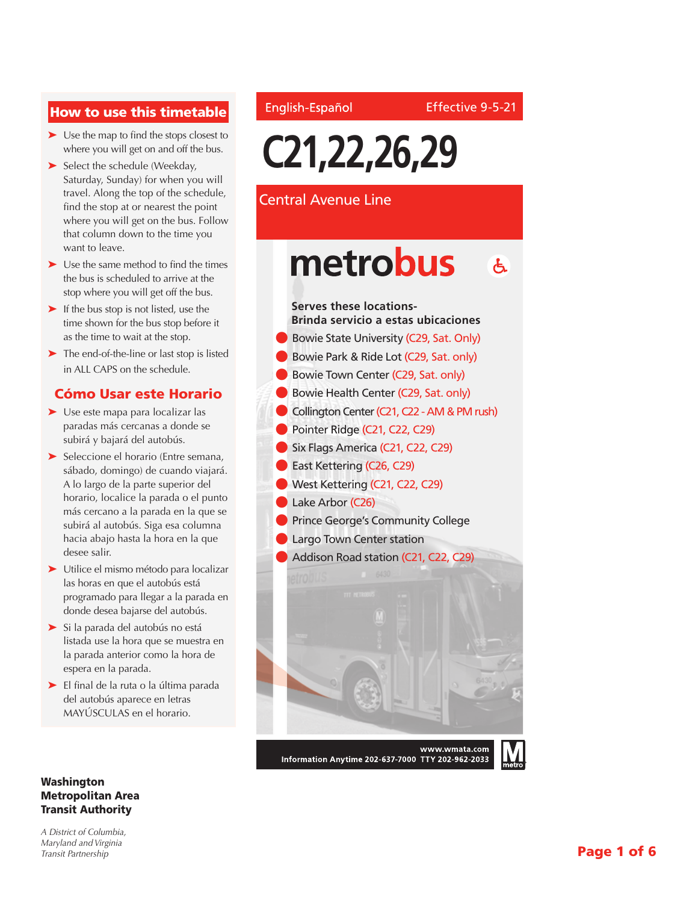## How to use this timetable

- Use the map to find the stops closest to where you will get on and off the bus.
- Select the schedule (Weekday, Saturday, Sunday) for when you will travel. Along the top of the schedule, find the stop at or nearest the point where you will get on the bus. Follow that column down to the time you want to leave.
- Use the same method to find the times the bus is scheduled to arrive at the stop where you will get off the bus.
- If the bus stop is not listed, use the time shown for the bus stop before it as the time to wait at the stop.
- The end-of-the-line or last stop is listed in ALL CAPS on the schedule.

## Cómo Usar este Horario

- Use este mapa para localizar las paradas más cercanas a donde se subirá y bajará del autobús.
- Seleccione el horario (Entre semana, sábado, domingo) de cuando viajará. A lo largo de la parte superior del horario, localice la parada o el punto más cercano a la parada en la que se subirá al autobús. Siga esa columna hacia abajo hasta la hora en la que desee salir.
- Utilice el mismo método para localizar las horas en que el autobús está programado para llegar a la parada en donde desea bajarse del autobús.
- Si la parada del autobús no está listada use la hora que se muestra en la parada anterior como la hora de espera en la parada.
- El final de la ruta o la última parada del autobús aparece en letras MAYÚSCULAS en el horario.

**Washington Metropolitan Area Transit Authority**

*A District of Columbia, Maryland and Virginia Transit Partnership*

English-Español Effective 9-5-21

# C21,22,26,29

## Central Avenue Line

**metrobus**

**Serves these locations-**
**Brinda servicio a estas ubicaciones**

- Bowie State University (C29, Sat. Only)
- Bowie Park & Ride Lot (C29, Sat. only)
- Bowie Town Center (C29, Sat. only)
- Bowie Health Center (C29, Sat. only)
- Collington Center (C21, C22 - AM & PM rush)
- Pointer Ridge (C21, C22, C29)
- Six Flags America (C21, C22, C29)
- East Kettering (C26, C29)
- West Kettering (C21, C22, C29)
- Lake Arbor (C26)
- Prince George's Community College
- Largo Town Center station
- Addison Road station (C21, C22, C29)

www.wmata.com
Information Anytime 202-637-7000 TTY 202-962-2033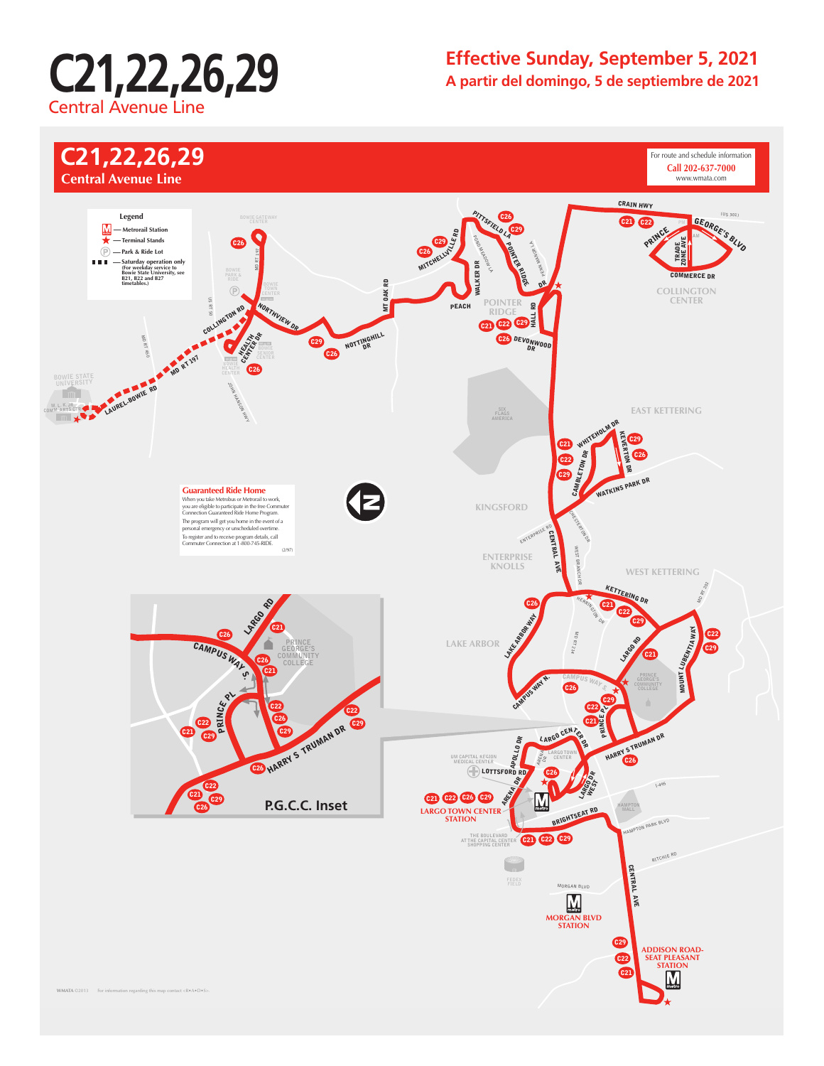# C21,22,26,29

Central Avenue Line

**Effective Sunday, September 5, 2021**

**A partir del domingo, 5 de septiembre de 2021**

## C21,22,26,29

**Central Avenue Line**

For route and schedule information
Call 202-637-7000
www.wmata.com

**Legend**

- Metrorail Station
- Terminal Stands
- Park & Ride Lot
- Saturday operation only (For weekday service to Bowie State University, see B21, B22 and B27 timetables.)

**Guaranteed Ride Home**

When you take Metrobus or Metrorail to work, you are eligible to participate in the free Commuter Connection Guaranteed Ride Home Program.

The program will get you home in the event of a personal emergency or unscheduled overtime.

To register and to receive program details, call Commuter Connection at 1-800-745-RIDE.

(2/97)

P.G.C.C. Inset

LARGO TOWN CENTER STATION

MORGAN BLVD STATION

ADDISON ROAD-SEAT PLEASANT STATION

WMATA ©2011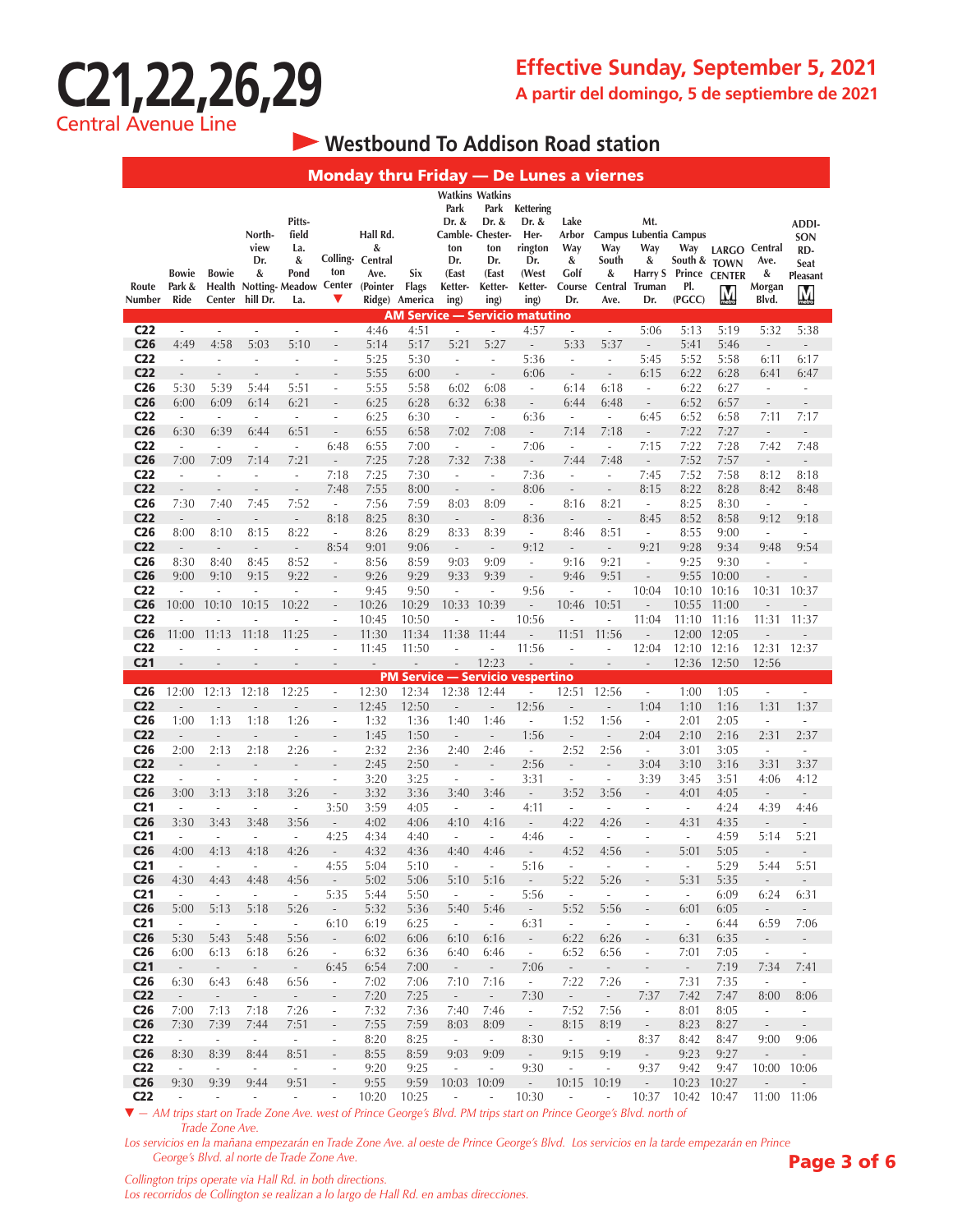# C21,22,26,29

Central Avenue Line

**Effective Sunday, September 5, 2021**

**A partir del domingo, 5 de septiembre de 2021**

## Westbound To Addison Road station

### Monday thru Friday — De Lunes a viernes

| Route Number | Bowie Park & Ride | Bowie Health Center | Northview Dr. & Nottinghill Dr. | Pittsfield La. & Pond Meadow La. | Collington Center ▼ | Hall Rd. & Central Ave. (Pointer Ridge) | Six Flags America | Watkins Park Dr. & Cambleton Dr. (East Kettering) | Watkins Park Dr. & Chesterton Dr. (East Kettering) | Kettering Dr. & Herrington Dr. (West Kettering) | Lake Arbor Way & Golf Course Dr. | Campus Way South & Central Ave. | Mt. Lubentia Way & Harry S Truman Dr. | Campus Way South & Prince Pl. (PGCC) | LARGO TOWN CENTER | Central Ave. & Morgan Blvd. | ADDISON RD-Seat Pleasant |
|---|---|---|---|---|---|---|---|---|---|---|---|---|---|---|---|---|---|
| **AM Service — Servicio matutino** | | | | | | | | | | | | | | | | | |
| C22 | - | - | - | - | - | 4:46 | 4:51 | - | - | 4:57 | - | - | 5:06 | 5:13 | 5:19 | 5:32 | 5:38 |
| C26 | 4:49 | 4:58 | 5:03 | 5:10 | - | 5:14 | 5:17 | 5:21 | 5:27 | - | 5:33 | 5:37 | - | 5:41 | 5:46 | - | - |
| C22 | - | - | - | - | - | 5:25 | 5:30 | - | - | 5:36 | - | - | 5:45 | 5:52 | 5:58 | 6:11 | 6:17 |
| C22 | - | - | - | - | - | 5:55 | 6:00 | - | - | 6:06 | - | - | 6:15 | 6:22 | 6:28 | 6:41 | 6:47 |
| C26 | 5:30 | 5:39 | 5:44 | 5:51 | - | 5:55 | 5:58 | 6:02 | 6:08 | - | 6:14 | 6:18 | - | 6:22 | 6:27 | - | - |
| C26 | 6:00 | 6:09 | 6:14 | 6:21 | - | 6:25 | 6:28 | 6:32 | 6:38 | - | 6:44 | 6:48 | - | 6:52 | 6:57 | - | - |
| C22 | - | - | - | - | - | 6:25 | 6:30 | - | - | 6:36 | - | - | 6:45 | 6:52 | 6:58 | 7:11 | 7:17 |
| C26 | 6:30 | 6:39 | 6:44 | 6:51 | - | 6:55 | 6:58 | 7:02 | 7:08 | - | 7:14 | 7:18 | - | 7:22 | 7:27 | - | - |
| C22 | - | - | - | - | 6:48 | 6:55 | 7:00 | - | - | 7:06 | - | - | 7:15 | 7:22 | 7:28 | 7:42 | 7:48 |
| C26 | 7:00 | 7:09 | 7:14 | 7:21 | - | 7:25 | 7:28 | 7:32 | 7:38 | - | 7:44 | 7:48 | - | 7:52 | 7:57 | - | - |
| C22 | - | - | - | - | 7:18 | 7:25 | 7:30 | - | - | 7:36 | - | - | 7:45 | 7:52 | 7:58 | 8:12 | 8:18 |
| C22 | - | - | - | - | 7:48 | 7:55 | 8:00 | - | - | 8:06 | - | - | 8:15 | 8:22 | 8:28 | 8:42 | 8:48 |
| C26 | 7:30 | 7:40 | 7:45 | 7:52 | - | 7:56 | 7:59 | 8:03 | 8:09 | - | 8:16 | 8:21 | - | 8:25 | 8:30 | - | - |
| C22 | - | - | - | - | 8:18 | 8:25 | 8:30 | - | - | 8:36 | - | - | 8:45 | 8:52 | 8:58 | 9:12 | 9:18 |
| C26 | 8:00 | 8:10 | 8:15 | 8:22 | - | 8:26 | 8:29 | 8:33 | 8:39 | - | 8:46 | 8:51 | - | 8:55 | 9:00 | - | - |
| C22 | - | - | - | - | 8:54 | 9:01 | 9:06 | - | - | 9:12 | - | - | 9:21 | 9:28 | 9:34 | 9:48 | 9:54 |
| C26 | 8:30 | 8:40 | 8:45 | 8:52 | - | 8:56 | 8:59 | 9:03 | 9:09 | - | 9:16 | 9:21 | - | 9:25 | 9:30 | - | - |
| C26 | 9:00 | 9:10 | 9:15 | 9:22 | - | 9:26 | 9:29 | 9:33 | 9:39 | - | 9:46 | 9:51 | - | 9:55 | 10:00 | - | - |
| C22 | - | - | - | - | - | 9:45 | 9:50 | - | - | 9:56 | - | - | 10:04 | 10:10 | 10:16 | 10:31 | 10:37 |
| C26 | 10:00 | 10:10 | 10:15 | 10:22 | - | 10:26 | 10:29 | 10:33 | 10:39 | - | 10:46 | 10:51 | - | 10:55 | 11:00 | - | - |
| C22 | - | - | - | - | - | 10:45 | 10:50 | - | - | 10:56 | - | - | 11:04 | 11:10 | 11:16 | 11:31 | 11:37 |
| C26 | 11:00 | 11:13 | 11:18 | 11:25 | - | 11:30 | 11:34 | 11:38 | 11:44 | - | 11:51 | 11:56 | - | 12:00 | 12:05 | - | - |
| C22 | - | - | - | - | - | 11:45 | 11:50 | - | - | 11:56 | - | - | 12:04 | 12:10 | 12:16 | 12:31 | 12:37 |
| C21 | - | - | - | - | - | - | - | - | 12:23 | - | - | - | - | 12:36 | 12:50 | 12:56 | |
| **PM Service — Servicio vespertino** | | | | | | | | | | | | | | | | | |
| C26 | 12:00 | 12:13 | 12:18 | 12:25 | - | 12:30 | 12:34 | 12:38 | 12:44 | - | 12:51 | 12:56 | - | 1:00 | 1:05 | - | - |
| C22 | - | - | - | - | - | 12:45 | 12:50 | - | - | 12:56 | - | - | 1:04 | 1:10 | 1:16 | 1:31 | 1:37 |
| C26 | 1:00 | 1:13 | 1:18 | 1:26 | - | 1:32 | 1:36 | 1:40 | 1:46 | - | 1:52 | 1:56 | - | 2:01 | 2:05 | - | - |
| C22 | - | - | - | - | - | 1:45 | 1:50 | - | - | 1:56 | - | - | 2:04 | 2:10 | 2:16 | 2:31 | 2:37 |
| C26 | 2:00 | 2:13 | 2:18 | 2:26 | - | 2:32 | 2:36 | 2:40 | 2:46 | - | 2:52 | 2:56 | - | 3:01 | 3:05 | - | - |
| C22 | - | - | - | - | - | 2:45 | 2:50 | - | - | 2:56 | - | - | 3:04 | 3:10 | 3:16 | 3:31 | 3:37 |
| C22 | - | - | - | - | - | 3:20 | 3:25 | - | - | 3:31 | - | - | 3:39 | 3:45 | 3:51 | 4:06 | 4:12 |
| C26 | 3:00 | 3:13 | 3:18 | 3:26 | - | 3:32 | 3:36 | 3:40 | 3:46 | - | 3:52 | 3:56 | - | 4:01 | 4:05 | - | - |
| C21 | - | - | - | - | 3:50 | 3:59 | 4:05 | - | - | 4:11 | - | - | - | - | 4:24 | 4:39 | 4:46 |
| C26 | 3:30 | 3:43 | 3:48 | 3:56 | - | 4:02 | 4:06 | 4:10 | 4:16 | - | 4:22 | 4:26 | - | 4:31 | 4:35 | - | - |
| C21 | - | - | - | - | 4:25 | 4:34 | 4:40 | - | - | 4:46 | - | - | - | - | 4:59 | 5:14 | 5:21 |
| C26 | 4:00 | 4:13 | 4:18 | 4:26 | - | 4:32 | 4:36 | 4:40 | 4:46 | - | 4:52 | 4:56 | - | 5:01 | 5:05 | - | - |
| C21 | - | - | - | - | 4:55 | 5:04 | 5:10 | - | - | 5:16 | - | - | - | - | 5:29 | 5:44 | 5:51 |
| C26 | 4:30 | 4:43 | 4:48 | 4:56 | - | 5:02 | 5:06 | 5:10 | 5:16 | - | 5:22 | 5:26 | - | 5:31 | 5:35 | - | - |
| C21 | - | - | - | - | 5:35 | 5:44 | 5:50 | - | - | 5:56 | - | - | - | - | 6:09 | 6:24 | 6:31 |
| C26 | 5:00 | 5:13 | 5:18 | 5:26 | - | 5:32 | 5:36 | 5:40 | 5:46 | - | 5:52 | 5:56 | - | 6:01 | 6:05 | - | - |
| C21 | - | - | - | - | 6:10 | 6:19 | 6:25 | - | - | 6:31 | - | - | - | - | 6:44 | 6:59 | 7:06 |
| C26 | 5:30 | 5:43 | 5:48 | 5:56 | - | 6:02 | 6:06 | 6:10 | 6:16 | - | 6:22 | 6:26 | - | 6:31 | 6:35 | - | - |
| C26 | 6:00 | 6:13 | 6:18 | 6:26 | - | 6:32 | 6:36 | 6:40 | 6:46 | - | 6:52 | 6:56 | - | 7:01 | 7:05 | - | - |
| C21 | - | - | - | - | 6:45 | 6:54 | 7:00 | - | - | 7:06 | - | - | - | - | 7:19 | 7:34 | 7:41 |
| C26 | 6:30 | 6:43 | 6:48 | 6:56 | - | 7:02 | 7:06 | 7:10 | 7:16 | - | 7:22 | 7:26 | - | 7:31 | 7:35 | - | - |
| C22 | - | - | - | - | - | 7:20 | 7:25 | - | - | 7:30 | - | - | 7:37 | 7:42 | 7:47 | 8:00 | 8:06 |
| C26 | 7:00 | 7:13 | 7:18 | 7:26 | - | 7:32 | 7:36 | 7:40 | 7:46 | - | 7:52 | 7:56 | - | 8:01 | 8:05 | - | - |
| C26 | 7:30 | 7:39 | 7:44 | 7:51 | - | 7:55 | 7:59 | 8:03 | 8:09 | - | 8:15 | 8:19 | - | 8:23 | 8:27 | - | - |
| C22 | - | - | - | - | - | 8:20 | 8:25 | - | - | 8:30 | - | - | 8:37 | 8:42 | 8:47 | 9:00 | 9:06 |
| C26 | 8:30 | 8:39 | 8:44 | 8:51 | - | 8:55 | 8:59 | 9:03 | 9:09 | - | 9:15 | 9:19 | - | 9:23 | 9:27 | - | - |
| C22 | - | - | - | - | - | 9:20 | 9:25 | - | - | 9:30 | - | - | 9:37 | 9:42 | 9:47 | 10:00 | 10:06 |
| C26 | 9:30 | 9:39 | 9:44 | 9:51 | - | 9:55 | 9:59 | 10:03 | 10:09 | - | 10:15 | 10:19 | - | 10:23 | 10:27 | - | - |
| C22 | - | - | - | - | - | 10:20 | 10:25 | - | - | 10:30 | - | - | 10:37 | 10:42 | 10:47 | 11:00 | 11:06 |

*▼ — AM trips start on Trade Zone Ave. west of Prince George's Blvd. PM trips start on Prince George's Blvd. north of Trade Zone Ave.*

*Los servicios en la mañana empezarán en Trade Zone Ave. al oeste de Prince George's Blvd. Los servicios en la tarde empezarán en Prince George's Blvd. al norte de Trade Zone Ave.*

*Collington trips operate via Hall Rd. in both directions.*

*Los recorridos de Collington se realizan a lo largo de Hall Rd. en ambas direcciones.*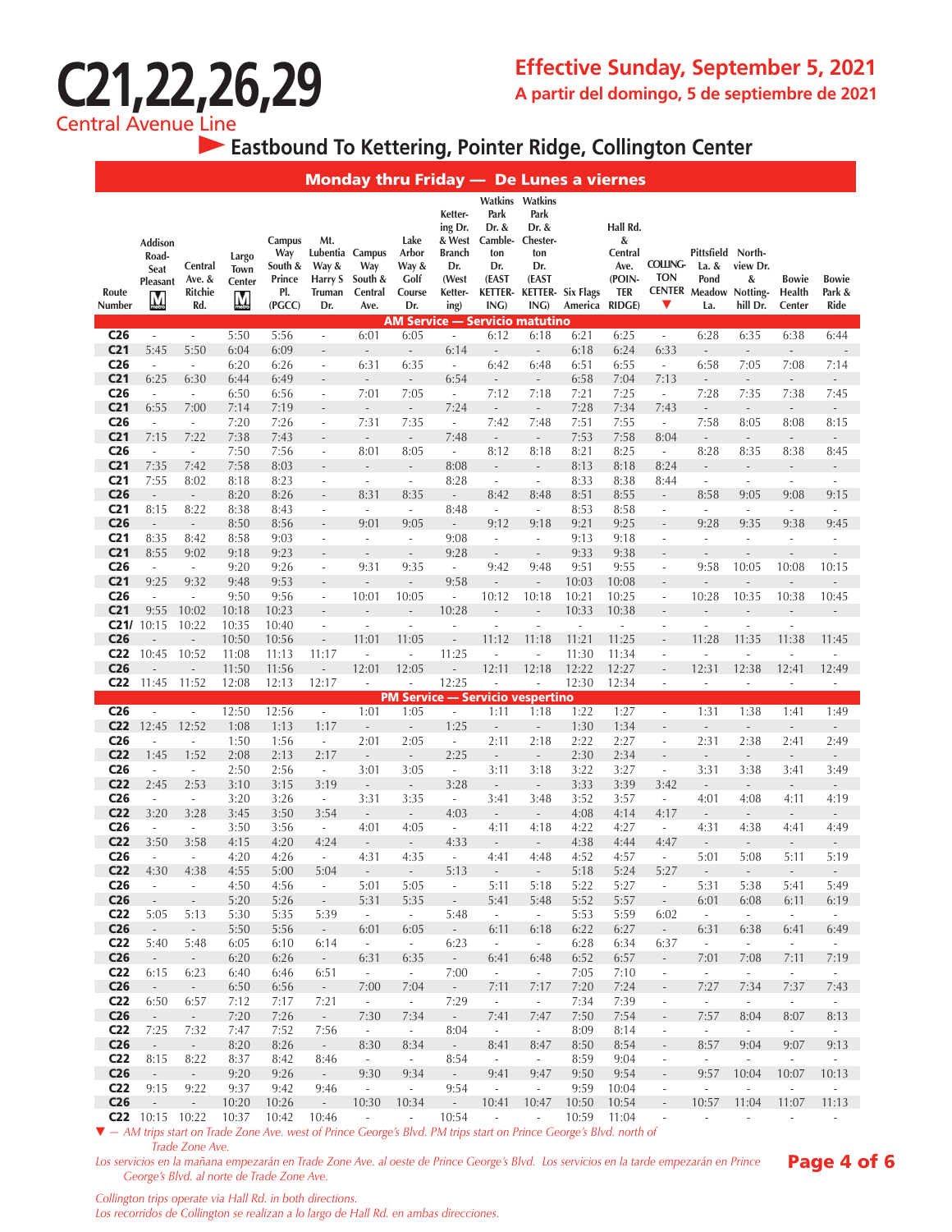# C21,22,26,29

Central Avenue Line

**Effective Sunday, September 5, 2021**

**A partir del domingo, 5 de septiembre de 2021**

## Eastbound To Kettering, Pointer Ridge, Collington Center

### Monday thru Friday — De Lunes a viernes

| Route Number | Addison Road-Seat Pleasant (M) | Central Ave. & Ritchie Rd. | Largo Town Center (M) | Campus Way South & Prince Pl. (PGCC) | Mt. Lubentia Way & Harry S Truman Dr. | Campus Way South & Central Ave. | Lake Arbor Way & Golf Course Dr. | Kettering Dr. & West Branch Dr. (West Kettering) | Watkins Park Dr. & Cambleton Dr. (EAST KETTERING) | Watkins Park Dr. & Chesterton Dr. (EAST KETTERING) | Six Flags America | Hall Rd. & Central Ave. (POINTER RIDGE) | COLLINGTON CENTER ▼ | Pittsfield La. & Pond Meadow La. | Northview Dr. & Nottinghill Dr. | Bowie Health Center | Bowie Park & Ride |
|---|---|---|---|---|---|---|---|---|---|---|---|---|---|---|---|---|---|
| **AM Service — Servicio matutino** | | | | | | | | | | | | | | | | | |
| C26 | - | - | 5:50 | 5:56 | - | 6:01 | 6:05 | - | 6:12 | 6:18 | 6:21 | 6:25 | - | 6:28 | 6:35 | 6:38 | 6:44 |
| C21 | 5:45 | 5:50 | 6:04 | 6:09 | - | - | - | 6:14 | - | - | 6:18 | 6:24 | 6:33 | - | - | - | - |
| C26 | - | - | 6:20 | 6:26 | - | 6:31 | 6:35 | - | 6:42 | 6:48 | 6:51 | 6:55 | - | 6:58 | 7:05 | 7:08 | 7:14 |
| C21 | 6:25 | 6:30 | 6:44 | 6:49 | - | - | - | 6:54 | - | - | 6:58 | 7:04 | 7:13 | - | - | - | - |
| C26 | - | - | 6:50 | 6:56 | - | 7:01 | 7:05 | - | 7:12 | 7:18 | 7:21 | 7:25 | - | 7:28 | 7:35 | 7:38 | 7:45 |
| C21 | 6:55 | 7:00 | 7:14 | 7:19 | - | - | - | 7:24 | - | - | 7:28 | 7:34 | 7:43 | - | - | - | - |
| C26 | - | - | 7:20 | 7:26 | - | 7:31 | 7:35 | - | 7:42 | 7:48 | 7:51 | 7:55 | - | 7:58 | 8:05 | 8:08 | 8:15 |
| C21 | 7:15 | 7:22 | 7:38 | 7:43 | - | - | - | 7:48 | - | - | 7:53 | 7:58 | 8:04 | - | - | - | - |
| C26 | - | - | 7:50 | 7:56 | - | 8:01 | 8:05 | - | 8:12 | 8:18 | 8:21 | 8:25 | - | 8:28 | 8:35 | 8:38 | 8:45 |
| C21 | 7:35 | 7:42 | 7:58 | 8:03 | - | - | - | 8:08 | - | - | 8:13 | 8:18 | 8:24 | - | - | - | - |
| C21 | 7:55 | 8:02 | 8:18 | 8:23 | - | - | - | 8:28 | - | - | 8:33 | 8:38 | 8:44 | - | - | - | - |
| C26 | - | - | 8:20 | 8:26 | - | 8:31 | 8:35 | - | 8:42 | 8:48 | 8:51 | 8:55 | - | 8:58 | 9:05 | 9:08 | 9:15 |
| C21 | 8:15 | 8:22 | 8:38 | 8:43 | - | - | - | 8:48 | - | - | 8:53 | 8:58 | - | - | - | - | - |
| C26 | - | - | 8:50 | 8:56 | - | 9:01 | 9:05 | - | 9:12 | 9:18 | 9:21 | 9:25 | - | 9:28 | 9:35 | 9:38 | 9:45 |
| C21 | 8:35 | 8:42 | 8:58 | 9:03 | - | - | - | 9:08 | - | - | 9:13 | 9:18 | - | - | - | - | - |
| C21 | 8:55 | 9:02 | 9:18 | 9:23 | - | - | - | 9:28 | - | - | 9:33 | 9:38 | - | - | - | - | - |
| C26 | - | - | 9:20 | 9:26 | - | 9:31 | 9:35 | - | 9:42 | 9:48 | 9:51 | 9:55 | - | 9:58 | 10:05 | 10:08 | 10:15 |
| C21 | 9:25 | 9:32 | 9:48 | 9:53 | - | - | - | 9:58 | - | - | 10:03 | 10:08 | - | - | - | - | - |
| C26 | - | - | 9:50 | 9:56 | - | 10:01 | 10:05 | - | 10:12 | 10:18 | 10:21 | 10:25 | - | 10:28 | 10:35 | 10:38 | 10:45 |
| C21 | 9:55 | 10:02 | 10:18 | 10:23 | - | - | - | 10:28 | - | - | 10:33 | 10:38 | - | - | - | - | - |
| C21/ | 10:15 | 10:22 | 10:35 | 10:40 | - | - | - | - | - | - | - | - | - | - | - | - | - |
| C26 | - | - | 10:50 | 10:56 | - | 11:01 | 11:05 | - | 11:12 | 11:18 | 11:21 | 11:25 | - | 11:28 | 11:35 | 11:38 | 11:45 |
| C22 | 10:45 | 10:52 | 11:08 | 11:13 | 11:17 | - | - | 11:25 | - | - | 11:30 | 11:34 | - | - | - | - | - |
| C26 | - | - | 11:50 | 11:56 | - | 12:01 | 12:05 | - | 12:11 | 12:18 | 12:22 | 12:27 | - | 12:31 | 12:38 | 12:41 | 12:49 |
| C22 | 11:45 | 11:52 | 12:08 | 12:13 | 12:17 | - | - | 12:25 | - | - | 12:30 | 12:34 | - | - | - | - | - |
| **PM Service — Servicio vespertino** | | | | | | | | | | | | | | | | | |
| C26 | - | - | 12:50 | 12:56 | - | 1:01 | 1:05 | - | 1:11 | 1:18 | 1:22 | 1:27 | - | 1:31 | 1:38 | 1:41 | 1:49 |
| C22 | 12:45 | 12:52 | 1:08 | 1:13 | 1:17 | - | - | 1:25 | - | - | 1:30 | 1:34 | - | - | - | - | - |
| C26 | - | - | 1:50 | 1:56 | - | 2:01 | 2:05 | - | 2:11 | 2:18 | 2:22 | 2:27 | - | 2:31 | 2:38 | 2:41 | 2:49 |
| C22 | 1:45 | 1:52 | 2:08 | 2:13 | 2:17 | - | - | 2:25 | - | - | 2:30 | 2:34 | - | - | - | - | - |
| C26 | - | - | 2:50 | 2:56 | - | 3:01 | 3:05 | - | 3:11 | 3:18 | 3:22 | 3:27 | - | 3:31 | 3:38 | 3:41 | 3:49 |
| C22 | 2:45 | 2:53 | 3:10 | 3:15 | 3:19 | - | - | 3:28 | - | - | 3:33 | 3:39 | 3:42 | - | - | - | - |
| C26 | - | - | 3:20 | 3:26 | - | 3:31 | 3:35 | - | 3:41 | 3:48 | 3:52 | 3:57 | - | 4:01 | 4:08 | 4:11 | 4:19 |
| C22 | 3:20 | 3:28 | 3:45 | 3:50 | 3:54 | - | - | 4:03 | - | - | 4:08 | 4:14 | 4:17 | - | - | - | - |
| C26 | - | - | 3:50 | 3:56 | - | 4:01 | 4:05 | - | 4:11 | 4:18 | 4:22 | 4:27 | - | 4:31 | 4:38 | 4:41 | 4:49 |
| C22 | 3:50 | 3:58 | 4:15 | 4:20 | 4:24 | - | - | 4:33 | - | - | 4:38 | 4:44 | 4:47 | - | - | - | - |
| C26 | - | - | 4:20 | 4:26 | - | 4:31 | 4:35 | - | 4:41 | 4:48 | 4:52 | 4:57 | - | 5:01 | 5:08 | 5:11 | 5:19 |
| C22 | 4:30 | 4:38 | 4:55 | 5:00 | 5:04 | - | - | 5:13 | - | - | 5:18 | 5:24 | 5:27 | - | - | - | - |
| C26 | - | - | 4:50 | 4:56 | - | 5:01 | 5:05 | - | 5:11 | 5:18 | 5:22 | 5:27 | - | 5:31 | 5:38 | 5:41 | 5:49 |
| C26 | - | - | 5:20 | 5:26 | - | 5:31 | 5:35 | - | 5:41 | 5:48 | 5:52 | 5:57 | - | 6:01 | 6:08 | 6:11 | 6:19 |
| C22 | 5:05 | 5:13 | 5:30 | 5:35 | 5:39 | - | - | 5:48 | - | - | 5:53 | 5:59 | 6:02 | - | - | - | - |
| C26 | - | - | 5:50 | 5:56 | - | 6:01 | 6:05 | - | 6:11 | 6:18 | 6:22 | 6:27 | - | 6:31 | 6:38 | 6:41 | 6:49 |
| C22 | 5:40 | 5:48 | 6:05 | 6:10 | 6:14 | - | - | 6:23 | - | - | 6:28 | 6:34 | 6:37 | - | - | - | - |
| C26 | - | - | 6:20 | 6:26 | - | 6:31 | 6:35 | - | 6:41 | 6:48 | 6:52 | 6:57 | - | 7:01 | 7:08 | 7:11 | 7:19 |
| C22 | 6:15 | 6:23 | 6:40 | 6:46 | 6:51 | - | - | 7:00 | - | - | 7:05 | 7:10 | - | - | - | - | - |
| C26 | - | - | 6:50 | 6:56 | - | 7:00 | 7:04 | - | 7:11 | 7:17 | 7:20 | 7:24 | - | 7:27 | 7:34 | 7:37 | 7:43 |
| C22 | 6:50 | 6:57 | 7:12 | 7:17 | 7:21 | - | - | 7:29 | - | - | 7:34 | 7:39 | - | - | - | - | - |
| C26 | - | - | 7:20 | 7:26 | - | 7:30 | 7:34 | - | 7:41 | 7:47 | 7:50 | 7:54 | - | 7:57 | 8:04 | 8:07 | 8:13 |
| C22 | 7:25 | 7:32 | 7:47 | 7:52 | 7:56 | - | - | 8:04 | - | - | 8:09 | 8:14 | - | - | - | - | - |
| C26 | - | - | 8:20 | 8:26 | - | 8:30 | 8:34 | - | 8:41 | 8:47 | 8:50 | 8:54 | - | 8:57 | 9:04 | 9:07 | 9:13 |
| C22 | 8:15 | 8:22 | 8:37 | 8:42 | 8:46 | - | - | 8:54 | - | - | 8:59 | 9:04 | - | - | - | - | - |
| C26 | - | - | 9:20 | 9:26 | - | 9:30 | 9:34 | - | 9:41 | 9:47 | 9:50 | 9:54 | - | 9:57 | 10:04 | 10:07 | 10:13 |
| C22 | 9:15 | 9:22 | 9:37 | 9:42 | 9:46 | - | - | 9:54 | - | - | 9:59 | 10:04 | - | - | - | - | - |
| C26 | - | - | 10:20 | 10:26 | - | 10:30 | 10:34 | - | 10:41 | 10:47 | 10:50 | 10:54 | - | 10:57 | 11:04 | 11:07 | 11:13 |
| C22 | 10:15 | 10:22 | 10:37 | 10:42 | 10:46 | - | - | 10:54 | - | - | 10:59 | 11:04 | - | - | - | - | - |

*▼ — AM trips start on Trade Zone Ave. west of Prince George's Blvd. PM trips start on Prince George's Blvd. north of Trade Zone Ave.*

*Los servicios en la mañana empezarán en Trade Zone Ave. al oeste de Prince George's Blvd. Los servicios en la tarde empezarán en Prince George's Blvd. al norte de Trade Zone Ave.*

*Collington trips operate via Hall Rd. in both directions.*

*Los recorridos de Collington se realizan a lo largo de Hall Rd. en ambas direcciones.*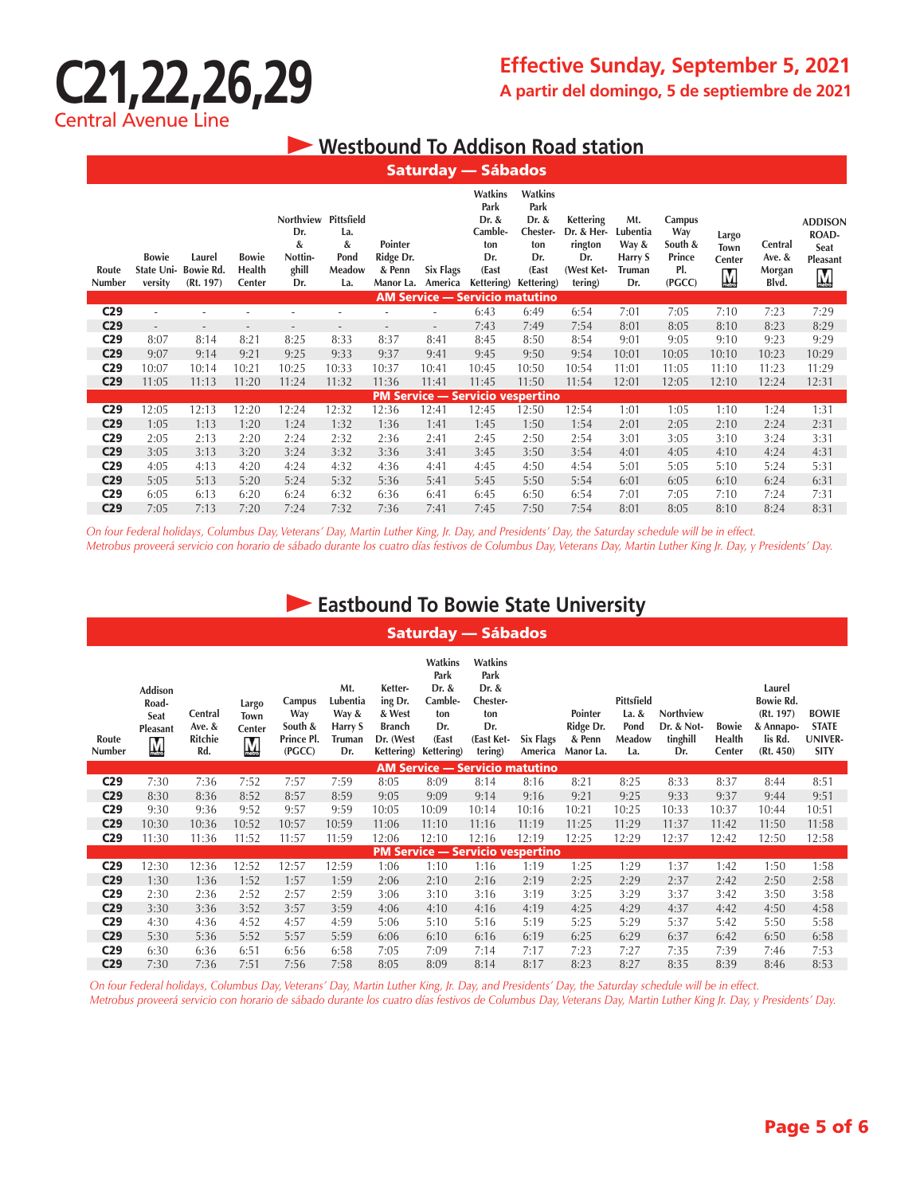# C21,22,26,29

Central Avenue Line

**Effective Sunday, September 5, 2021**

**A partir del domingo, 5 de septiembre de 2021**

## Westbound To Addison Road station

### Saturday — Sábados

| Route Number | Bowie State University | Laurel Bowie Rd. (Rt. 197) | Bowie Health Center | Northview Dr. & Nottinghill Dr. | Pittsfield La. & Pond Meadow La. | Pointer Ridge Dr. & Penn Manor La. | Six Flags America | Watkins Park Dr. & Cambleton Dr. (East Kettering) | Watkins Park Dr. & Chesterton Dr. (East Kettering) | Kettering Dr. & Herrington Dr. (West Kettering) | Mt. Lubentia Way & Harry S Truman Dr. | Campus Way South & Prince Pl. (PGCC) | Largo Town Center M | Central Ave. & Morgan Blvd. | ADDISON ROAD-Seat Pleasant M |
|---|---|---|---|---|---|---|---|---|---|---|---|---|---|---|---|
| **AM Service — Servicio matutino** | | | | | | | | | | | | | | | |
| C29 | - | - | - | - | - | - | - | 6:43 | 6:49 | 6:54 | 7:01 | 7:05 | 7:10 | 7:23 | 7:29 |
| C29 | - | - | - | - | - | - | - | 7:43 | 7:49 | 7:54 | 8:01 | 8:05 | 8:10 | 8:23 | 8:29 |
| C29 | 8:07 | 8:14 | 8:21 | 8:25 | 8:33 | 8:37 | 8:41 | 8:45 | 8:50 | 8:54 | 9:01 | 9:05 | 9:10 | 9:23 | 9:29 |
| C29 | 9:07 | 9:14 | 9:21 | 9:25 | 9:33 | 9:37 | 9:41 | 9:45 | 9:50 | 9:54 | 10:01 | 10:05 | 10:10 | 10:23 | 10:29 |
| C29 | 10:07 | 10:14 | 10:21 | 10:25 | 10:33 | 10:37 | 10:41 | 10:45 | 10:50 | 10:54 | 11:01 | 11:05 | 11:10 | 11:23 | 11:29 |
| C29 | 11:05 | 11:13 | 11:20 | 11:24 | 11:32 | 11:36 | 11:41 | 11:45 | 11:50 | 11:54 | 12:01 | 12:05 | 12:10 | 12:24 | 12:31 |
| **PM Service — Servicio vespertino** | | | | | | | | | | | | | | | |
| C29 | 12:05 | 12:13 | 12:20 | 12:24 | 12:32 | 12:36 | 12:41 | 12:45 | 12:50 | 12:54 | 1:01 | 1:05 | 1:10 | 1:24 | 1:31 |
| C29 | 1:05 | 1:13 | 1:20 | 1:24 | 1:32 | 1:36 | 1:41 | 1:45 | 1:50 | 1:54 | 2:01 | 2:05 | 2:10 | 2:24 | 2:31 |
| C29 | 2:05 | 2:13 | 2:20 | 2:24 | 2:32 | 2:36 | 2:41 | 2:45 | 2:50 | 2:54 | 3:01 | 3:05 | 3:10 | 3:24 | 3:31 |
| C29 | 3:05 | 3:13 | 3:20 | 3:24 | 3:32 | 3:36 | 3:41 | 3:45 | 3:50 | 3:54 | 4:01 | 4:05 | 4:10 | 4:24 | 4:31 |
| C29 | 4:05 | 4:13 | 4:20 | 4:24 | 4:32 | 4:36 | 4:41 | 4:45 | 4:50 | 4:54 | 5:01 | 5:05 | 5:10 | 5:24 | 5:31 |
| C29 | 5:05 | 5:13 | 5:20 | 5:24 | 5:32 | 5:36 | 5:41 | 5:45 | 5:50 | 5:54 | 6:01 | 6:05 | 6:10 | 6:24 | 6:31 |
| C29 | 6:05 | 6:13 | 6:20 | 6:24 | 6:32 | 6:36 | 6:41 | 6:45 | 6:50 | 6:54 | 7:01 | 7:05 | 7:10 | 7:24 | 7:31 |
| C29 | 7:05 | 7:13 | 7:20 | 7:24 | 7:32 | 7:36 | 7:41 | 7:45 | 7:50 | 7:54 | 8:01 | 8:05 | 8:10 | 8:24 | 8:31 |

*On four Federal holidays, Columbus Day, Veterans' Day, Martin Luther King, Jr. Day, and Presidents' Day, the Saturday schedule will be in effect.*
*Metrobus proveerá servicio con horario de sábado durante los cuatro días festivos de Columbus Day, Veterans Day, Martin Luther King Jr. Day, y Presidents' Day.*

## Eastbound To Bowie State University

### Saturday — Sábados

| Route Number | Addison Road-Seat Pleasant M | Central Ave. & Ritchie Rd. | Largo Town Center M | Campus Way South & Prince Pl. (PGCC) | Mt. Lubentia Way & Harry S Truman Dr. | Kettering Dr. & West Branch Dr. (West Kettering) | Watkins Park Dr. & Cambleton Dr. (East Kettering) | Watkins Park Dr. & Chesterton Dr. (East Kettering) | Six Flags America | Pointer Ridge Dr. & Penn Manor La. | Pittsfield La. & Pond Meadow La. | Northview Dr. & Nottinghill Dr. | Bowie Health Center | Laurel Bowie Rd. (Rt. 197) & Annapolis Rd. (Rt. 450) | BOWIE STATE UNIVERSITY |
|---|---|---|---|---|---|---|---|---|---|---|---|---|---|---|---|
| **AM Service — Servicio matutino** | | | | | | | | | | | | | | | |
| C29 | 7:30 | 7:36 | 7:52 | 7:57 | 7:59 | 8:05 | 8:09 | 8:14 | 8:16 | 8:21 | 8:25 | 8:33 | 8:37 | 8:44 | 8:51 |
| C29 | 8:30 | 8:36 | 8:52 | 8:57 | 8:59 | 9:05 | 9:09 | 9:14 | 9:16 | 9:21 | 9:25 | 9:33 | 9:37 | 9:44 | 9:51 |
| C29 | 9:30 | 9:36 | 9:52 | 9:57 | 9:59 | 10:05 | 10:09 | 10:14 | 10:16 | 10:21 | 10:25 | 10:33 | 10:37 | 10:44 | 10:51 |
| C29 | 10:30 | 10:36 | 10:52 | 10:57 | 10:59 | 11:06 | 11:10 | 11:16 | 11:19 | 11:25 | 11:29 | 11:37 | 11:42 | 11:50 | 11:58 |
| C29 | 11:30 | 11:36 | 11:52 | 11:57 | 11:59 | 12:06 | 12:10 | 12:16 | 12:19 | 12:25 | 12:29 | 12:37 | 12:42 | 12:50 | 12:58 |
| **PM Service — Servicio vespertino** | | | | | | | | | | | | | | | |
| C29 | 12:30 | 12:36 | 12:52 | 12:57 | 12:59 | 1:06 | 1:10 | 1:16 | 1:19 | 1:25 | 1:29 | 1:37 | 1:42 | 1:50 | 1:58 |
| C29 | 1:30 | 1:36 | 1:52 | 1:57 | 1:59 | 2:06 | 2:10 | 2:16 | 2:19 | 2:25 | 2:29 | 2:37 | 2:42 | 2:50 | 2:58 |
| C29 | 2:30 | 2:36 | 2:52 | 2:57 | 2:59 | 3:06 | 3:10 | 3:16 | 3:19 | 3:25 | 3:29 | 3:37 | 3:42 | 3:50 | 3:58 |
| C29 | 3:30 | 3:36 | 3:52 | 3:57 | 3:59 | 4:06 | 4:10 | 4:16 | 4:19 | 4:25 | 4:29 | 4:37 | 4:42 | 4:50 | 4:58 |
| C29 | 4:30 | 4:36 | 4:52 | 4:57 | 4:59 | 5:06 | 5:10 | 5:16 | 5:19 | 5:25 | 5:29 | 5:37 | 5:42 | 5:50 | 5:58 |
| C29 | 5:30 | 5:36 | 5:52 | 5:57 | 5:59 | 6:06 | 6:10 | 6:16 | 6:19 | 6:25 | 6:29 | 6:37 | 6:42 | 6:50 | 6:58 |
| C29 | 6:30 | 6:36 | 6:51 | 6:56 | 6:58 | 7:05 | 7:09 | 7:14 | 7:17 | 7:23 | 7:27 | 7:35 | 7:39 | 7:46 | 7:53 |
| C29 | 7:30 | 7:36 | 7:51 | 7:56 | 7:58 | 8:05 | 8:09 | 8:14 | 8:17 | 8:23 | 8:27 | 8:35 | 8:39 | 8:46 | 8:53 |

*On four Federal holidays, Columbus Day, Veterans' Day, Martin Luther King, Jr. Day, and Presidents' Day, the Saturday schedule will be in effect.*
*Metrobus proveerá servicio con horario de sábado durante los cuatro días festivos de Columbus Day, Veterans Day, Martin Luther King Jr. Day, y Presidents' Day.*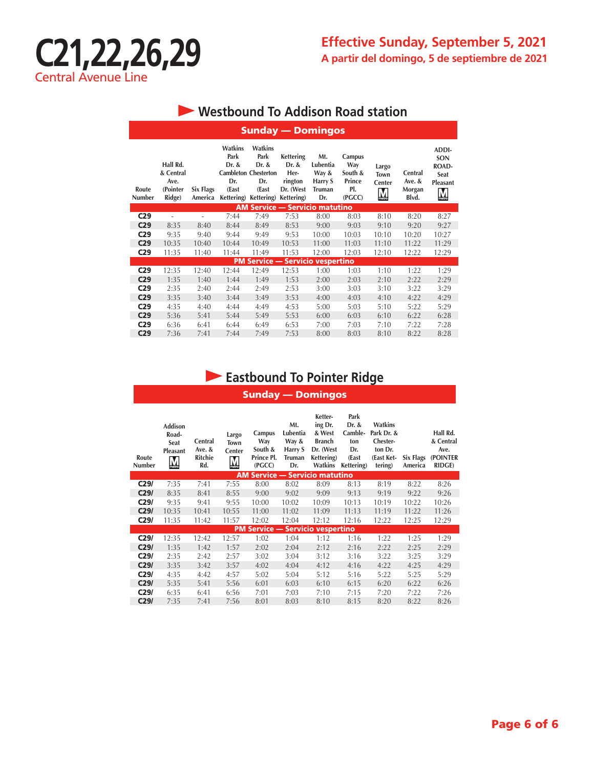# C21,22,26,29
Central Avenue Line

**Effective Sunday, September 5, 2021**
**A partir del domingo, 5 de septiembre de 2021**

## Westbound To Addison Road station

### Sunday — Domingos

| Route Number | Hall Rd. & Central Ave. (Pointer Ridge) | Six Flags America | Watkins Park Dr. & Cambleton Dr. (East Kettering) | Watkins Park Dr. & Chesterton Dr. (East Kettering) | Kettering Dr. & Herrington Dr. (West Kettering) | Mt. Lubentia Way & Harry S Truman Dr. | Campus Way South & Prince Pl. (PGCC) | Largo Town Center | Central Ave. & Morgan Blvd. | ADDISON ROAD-Seat Pleasant |
|---|---|---|---|---|---|---|---|---|---|---|
| **AM Service — Servicio matutino** | | | | | | | | | | |
| C29 | - | - | 7:44 | 7:49 | 7:53 | 8:00 | 8:03 | 8:10 | 8:20 | 8:27 |
| C29 | 8:35 | 8:40 | 8:44 | 8:49 | 8:53 | 9:00 | 9:03 | 9:10 | 9:20 | 9:27 |
| C29 | 9:35 | 9:40 | 9:44 | 9:49 | 9:53 | 10:00 | 10:03 | 10:10 | 10:20 | 10:27 |
| C29 | 10:35 | 10:40 | 10:44 | 10:49 | 10:53 | 11:00 | 11:03 | 11:10 | 11:22 | 11:29 |
| C29 | 11:35 | 11:40 | 11:44 | 11:49 | 11:53 | 12:00 | 12:03 | 12:10 | 12:22 | 12:29 |
| **PM Service — Servicio vespertino** | | | | | | | | | | |
| C29 | 12:35 | 12:40 | 12:44 | 12:49 | 12:53 | 1:00 | 1:03 | 1:10 | 1:22 | 1:29 |
| C29 | 1:35 | 1:40 | 1:44 | 1:49 | 1:53 | 2:00 | 2:03 | 2:10 | 2:22 | 2:29 |
| C29 | 2:35 | 2:40 | 2:44 | 2:49 | 2:53 | 3:00 | 3:03 | 3:10 | 3:22 | 3:29 |
| C29 | 3:35 | 3:40 | 3:44 | 3:49 | 3:53 | 4:00 | 4:03 | 4:10 | 4:22 | 4:29 |
| C29 | 4:35 | 4:40 | 4:44 | 4:49 | 4:53 | 5:00 | 5:03 | 5:10 | 5:22 | 5:29 |
| C29 | 5:36 | 5:41 | 5:44 | 5:49 | 5:53 | 6:00 | 6:03 | 6:10 | 6:22 | 6:28 |
| C29 | 6:36 | 6:41 | 6:44 | 6:49 | 6:53 | 7:00 | 7:03 | 7:10 | 7:22 | 7:28 |
| C29 | 7:36 | 7:41 | 7:44 | 7:49 | 7:53 | 8:00 | 8:03 | 8:10 | 8:22 | 8:28 |

## Eastbound To Pointer Ridge

### Sunday — Domingos

| Route Number | Addison Road-Seat Pleasant | Central Ave. & Ritchie Rd. | Largo Town Center | Campus Way South & Prince Pl. (PGCC) | Mt. Lubentia Way & Harry S Truman Dr. | Kettering Dr. & West Branch Dr. (West Kettering) Watkins | Park Dr. & Cambleton Dr. (East Kettering) | Watkins Park Dr. & Chesterton Dr. (East Kettering) | Six Flags America | Hall Rd. & Central Ave. (POINTER RIDGE) |
|---|---|---|---|---|---|---|---|---|---|---|
| **AM Service — Servicio matutino** | | | | | | | | | | |
| C29/ | 7:35 | 7:41 | 7:55 | 8:00 | 8:02 | 8:09 | 8:13 | 8:19 | 8:22 | 8:26 |
| C29/ | 8:35 | 8:41 | 8:55 | 9:00 | 9:02 | 9:09 | 9:13 | 9:19 | 9:22 | 9:26 |
| C29/ | 9:35 | 9:41 | 9:55 | 10:00 | 10:02 | 10:09 | 10:13 | 10:19 | 10:22 | 10:26 |
| C29/ | 10:35 | 10:41 | 10:55 | 11:00 | 11:02 | 11:09 | 11:13 | 11:19 | 11:22 | 11:26 |
| C29/ | 11:35 | 11:42 | 11:57 | 12:02 | 12:04 | 12:12 | 12:16 | 12:22 | 12:25 | 12:29 |
| **PM Service — Servicio vespertino** | | | | | | | | | | |
| C29/ | 12:35 | 12:42 | 12:57 | 1:02 | 1:04 | 1:12 | 1:16 | 1:22 | 1:25 | 1:29 |
| C29/ | 1:35 | 1:42 | 1:57 | 2:02 | 2:04 | 2:12 | 2:16 | 2:22 | 2:25 | 2:29 |
| C29/ | 2:35 | 2:42 | 2:57 | 3:02 | 3:04 | 3:12 | 3:16 | 3:22 | 3:25 | 3:29 |
| C29/ | 3:35 | 3:42 | 3:57 | 4:02 | 4:04 | 4:12 | 4:16 | 4:22 | 4:25 | 4:29 |
| C29/ | 4:35 | 4:42 | 4:57 | 5:02 | 5:04 | 5:12 | 5:16 | 5:22 | 5:25 | 5:29 |
| C29/ | 5:35 | 5:41 | 5:56 | 6:01 | 6:03 | 6:10 | 6:15 | 6:20 | 6:22 | 6:26 |
| C29/ | 6:35 | 6:41 | 6:56 | 7:01 | 7:03 | 7:10 | 7:15 | 7:20 | 7:22 | 7:26 |
| C29/ | 7:35 | 7:41 | 7:56 | 8:01 | 8:03 | 8:10 | 8:15 | 8:20 | 8:22 | 8:26 |